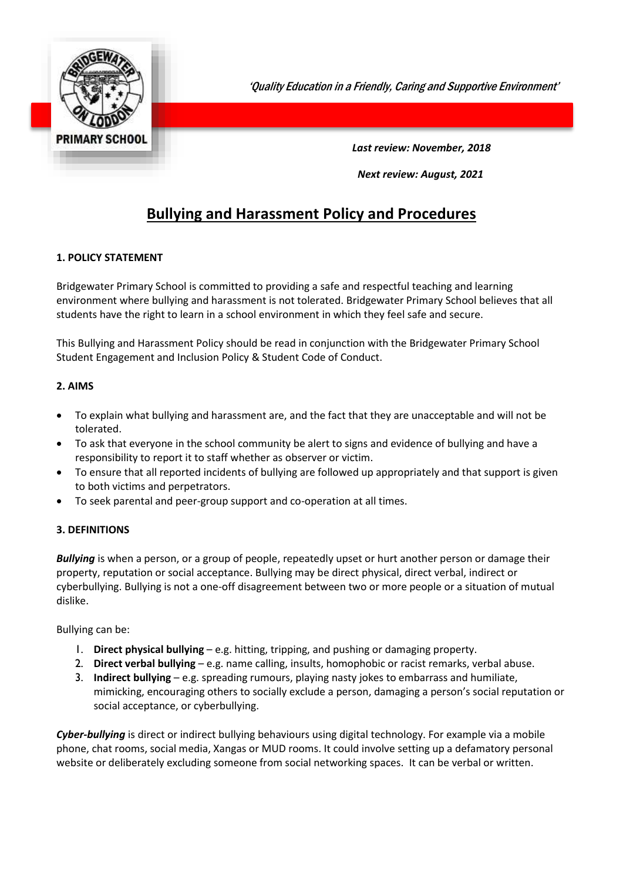*'Quality Education in a Friendly, Caring and Supportive Environment'*

***Last review: November, 2018***

***Next review: August, 2021***

# Bullying and Harassment Policy and Procedures

## 1. POLICY STATEMENT

Bridgewater Primary School is committed to providing a safe and respectful teaching and learning environment where bullying and harassment is not tolerated. Bridgewater Primary School believes that all students have the right to learn in a school environment in which they feel safe and secure.

This Bullying and Harassment Policy should be read in conjunction with the Bridgewater Primary School Student Engagement and Inclusion Policy & Student Code of Conduct.

## 2. AIMS

- To explain what bullying and harassment are, and the fact that they are unacceptable and will not be tolerated.
- To ask that everyone in the school community be alert to signs and evidence of bullying and have a responsibility to report it to staff whether as observer or victim.
- To ensure that all reported incidents of bullying are followed up appropriately and that support is given to both victims and perpetrators.
- To seek parental and peer-group support and co-operation at all times.

## 3. DEFINITIONS

***Bullying*** is when a person, or a group of people, repeatedly upset or hurt another person or damage their property, reputation or social acceptance. Bullying may be direct physical, direct verbal, indirect or cyberbullying. Bullying is not a one-off disagreement between two or more people or a situation of mutual dislike.

Bullying can be:

1. **Direct physical bullying** – e.g. hitting, tripping, and pushing or damaging property.
2. **Direct verbal bullying** – e.g. name calling, insults, homophobic or racist remarks, verbal abuse.
3. **Indirect bullying** – e.g. spreading rumours, playing nasty jokes to embarrass and humiliate, mimicking, encouraging others to socially exclude a person, damaging a person's social reputation or social acceptance, or cyberbullying.

***Cyber-bullying*** is direct or indirect bullying behaviours using digital technology. For example via a mobile phone, chat rooms, social media, Xangas or MUD rooms. It could involve setting up a defamatory personal website or deliberately excluding someone from social networking spaces. It can be verbal or written.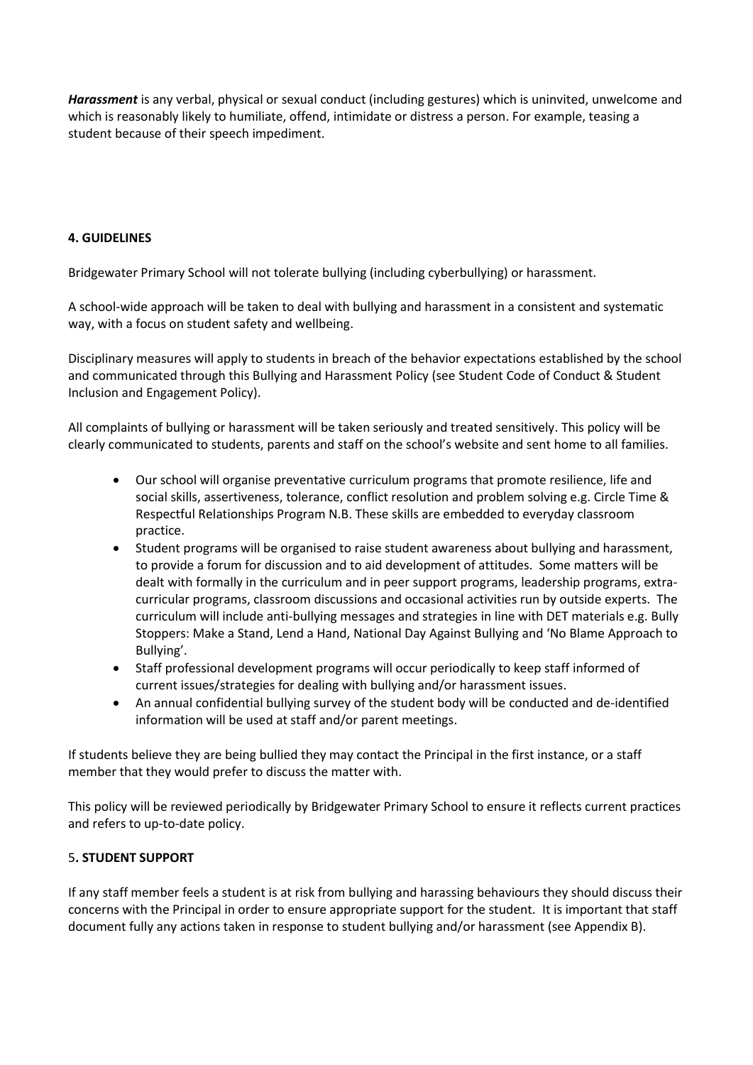***Harassment*** is any verbal, physical or sexual conduct (including gestures) which is uninvited, unwelcome and which is reasonably likely to humiliate, offend, intimidate or distress a person. For example, teasing a student because of their speech impediment.

## 4. GUIDELINES

Bridgewater Primary School will not tolerate bullying (including cyberbullying) or harassment.

A school-wide approach will be taken to deal with bullying and harassment in a consistent and systematic way, with a focus on student safety and wellbeing.

Disciplinary measures will apply to students in breach of the behavior expectations established by the school and communicated through this Bullying and Harassment Policy (see Student Code of Conduct & Student Inclusion and Engagement Policy).

All complaints of bullying or harassment will be taken seriously and treated sensitively. This policy will be clearly communicated to students, parents and staff on the school's website and sent home to all families.

- Our school will organise preventative curriculum programs that promote resilience, life and social skills, assertiveness, tolerance, conflict resolution and problem solving e.g. Circle Time & Respectful Relationships Program N.B. These skills are embedded to everyday classroom practice.
- Student programs will be organised to raise student awareness about bullying and harassment, to provide a forum for discussion and to aid development of attitudes. Some matters will be dealt with formally in the curriculum and in peer support programs, leadership programs, extra-curricular programs, classroom discussions and occasional activities run by outside experts. The curriculum will include anti-bullying messages and strategies in line with DET materials e.g. Bully Stoppers: Make a Stand, Lend a Hand, National Day Against Bullying and 'No Blame Approach to Bullying'.
- Staff professional development programs will occur periodically to keep staff informed of current issues/strategies for dealing with bullying and/or harassment issues.
- An annual confidential bullying survey of the student body will be conducted and de-identified information will be used at staff and/or parent meetings.

If students believe they are being bullied they may contact the Principal in the first instance, or a staff member that they would prefer to discuss the matter with.

This policy will be reviewed periodically by Bridgewater Primary School to ensure it reflects current practices and refers to up-to-date policy.

## 5. STUDENT SUPPORT

If any staff member feels a student is at risk from bullying and harassing behaviours they should discuss their concerns with the Principal in order to ensure appropriate support for the student. It is important that staff document fully any actions taken in response to student bullying and/or harassment (see Appendix B).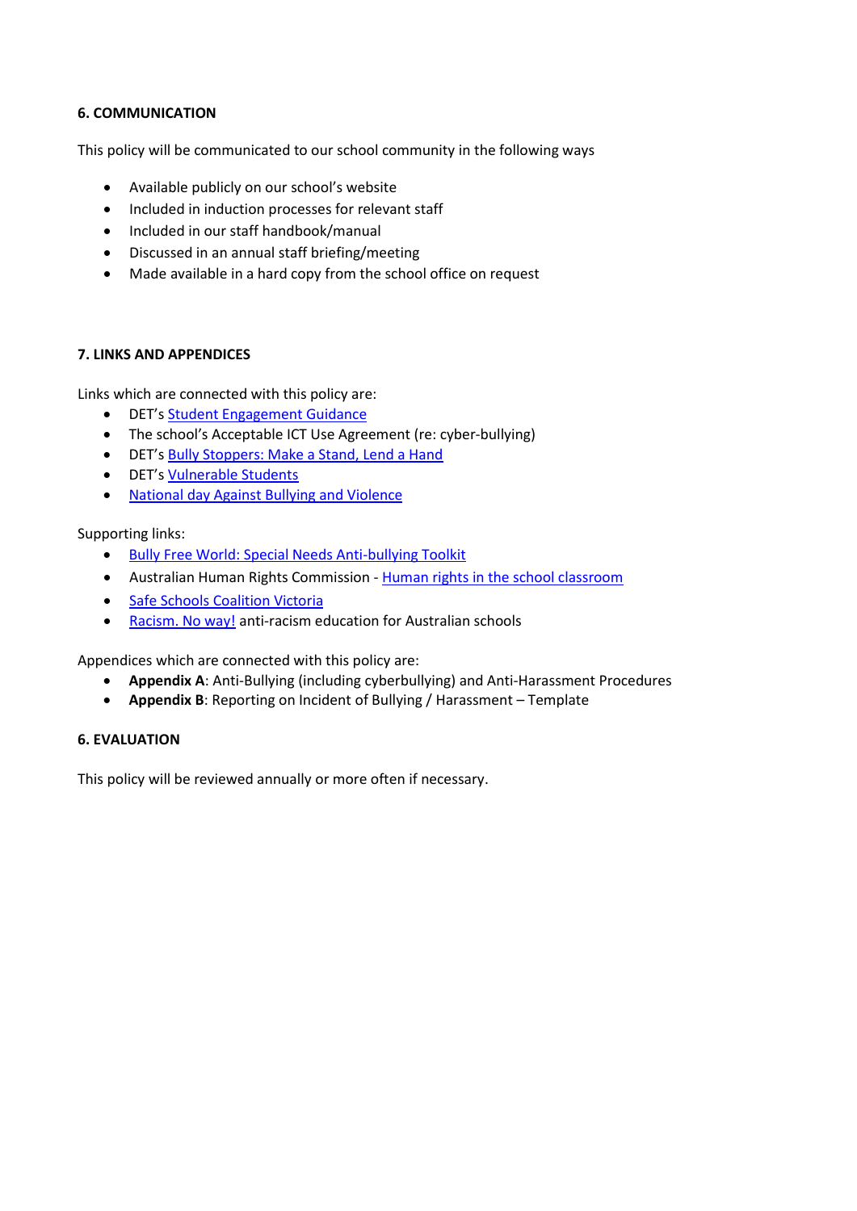## 6. COMMUNICATION

This policy will be communicated to our school community in the following ways

- Available publicly on our school's website
- Included in induction processes for relevant staff
- Included in our staff handbook/manual
- Discussed in an annual staff briefing/meeting
- Made available in a hard copy from the school office on request

## 7. LINKS AND APPENDICES

Links which are connected with this policy are:

- DET's Student Engagement Guidance
- The school's Acceptable ICT Use Agreement (re: cyber-bullying)
- DET's Bully Stoppers: Make a Stand, Lend a Hand
- DET's Vulnerable Students
- National day Against Bullying and Violence

Supporting links:

- Bully Free World: Special Needs Anti-bullying Toolkit
- Australian Human Rights Commission - Human rights in the school classroom
- Safe Schools Coalition Victoria
- Racism. No way! anti-racism education for Australian schools

Appendices which are connected with this policy are:

- **Appendix A**: Anti-Bullying (including cyberbullying) and Anti-Harassment Procedures
- **Appendix B**: Reporting on Incident of Bullying / Harassment – Template

## 6. EVALUATION

This policy will be reviewed annually or more often if necessary.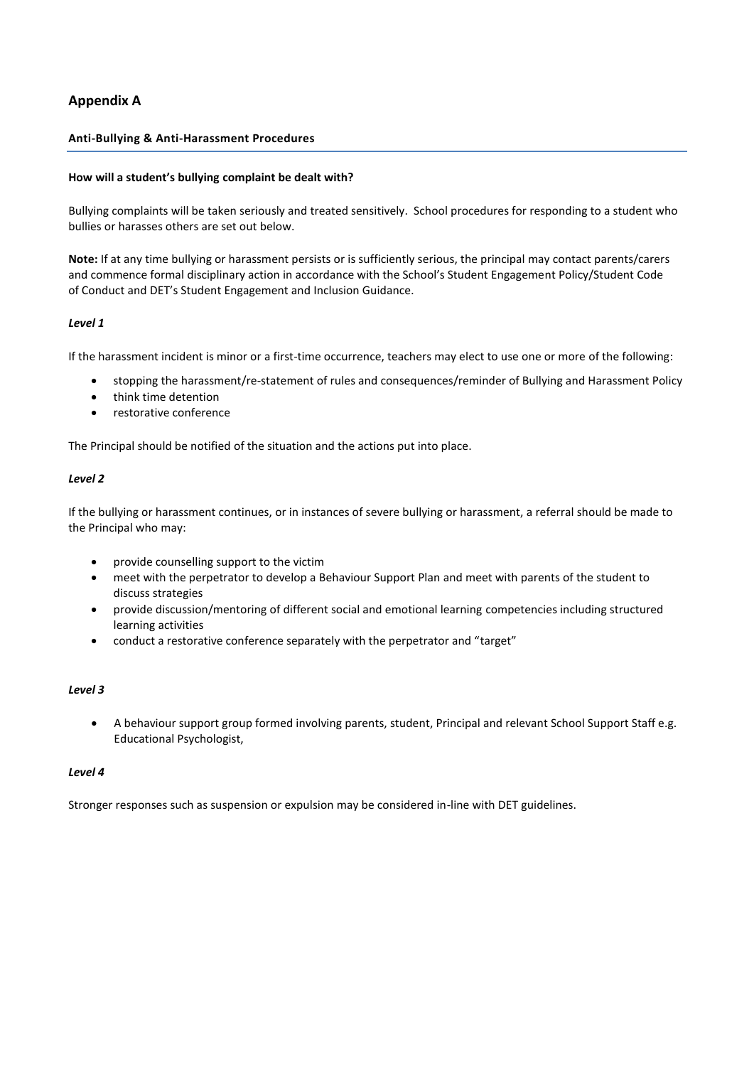## Appendix A

### Anti-Bullying & Anti-Harassment Procedures

**How will a student's bullying complaint be dealt with?**

Bullying complaints will be taken seriously and treated sensitively. School procedures for responding to a student who bullies or harasses others are set out below.

**Note:** If at any time bullying or harassment persists or is sufficiently serious, the principal may contact parents/carers and commence formal disciplinary action in accordance with the School's Student Engagement Policy/Student Code of Conduct and DET's Student Engagement and Inclusion Guidance.

***Level 1***

If the harassment incident is minor or a first-time occurrence, teachers may elect to use one or more of the following:

- stopping the harassment/re-statement of rules and consequences/reminder of Bullying and Harassment Policy
- think time detention
- restorative conference

The Principal should be notified of the situation and the actions put into place.

***Level 2***

If the bullying or harassment continues, or in instances of severe bullying or harassment, a referral should be made to the Principal who may:

- provide counselling support to the victim
- meet with the perpetrator to develop a Behaviour Support Plan and meet with parents of the student to discuss strategies
- provide discussion/mentoring of different social and emotional learning competencies including structured learning activities
- conduct a restorative conference separately with the perpetrator and "target"

***Level 3***

- A behaviour support group formed involving parents, student, Principal and relevant School Support Staff e.g. Educational Psychologist,

***Level 4***

Stronger responses such as suspension or expulsion may be considered in-line with DET guidelines.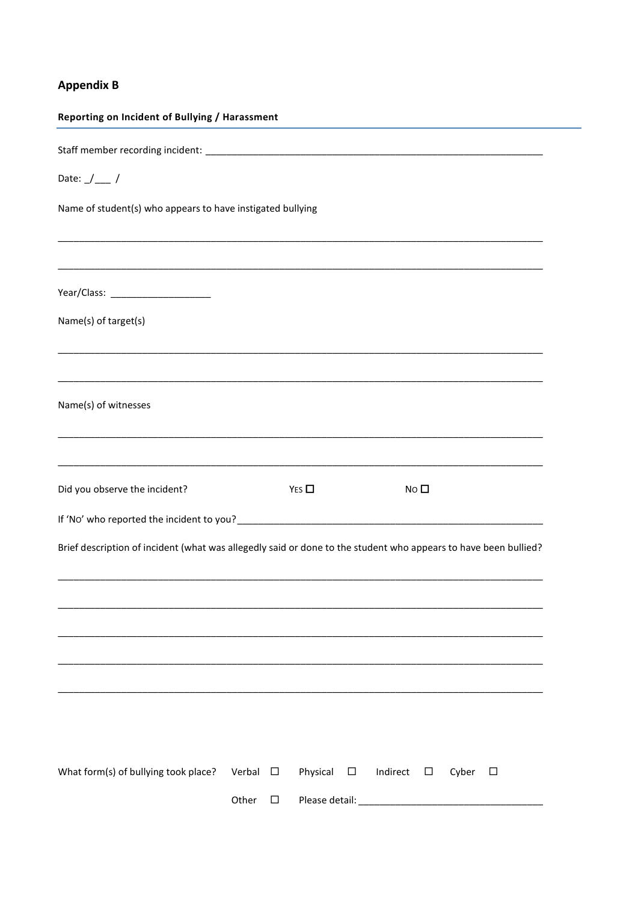## Appendix B

### Reporting on Incident of Bullying / Harassment

Staff member recording incident: ______________________________________________________________

Date: _/___ /

Name of student(s) who appears to have instigated bullying

_____________________________________________________________________________________

_____________________________________________________________________________________

Year/Class: ___________________

Name(s) of target(s)

_____________________________________________________________________________________

_____________________________________________________________________________________

Name(s) of witnesses

_____________________________________________________________________________________

_____________________________________________________________________________________

Did you observe the incident? YES ☐ NO ☐

If 'No' who reported the incident to you?___________________________________________________________

Brief description of incident (what was allegedly said or done to the student who appears to have been bullied?

_____________________________________________________________________________________

_____________________________________________________________________________________

_____________________________________________________________________________________

_____________________________________________________________________________________

_____________________________________________________________________________________

What form(s) of bullying took place? Verbal ☐ Physical ☐ Indirect ☐ Cyber ☐

Other ☐ Please detail: _________________________________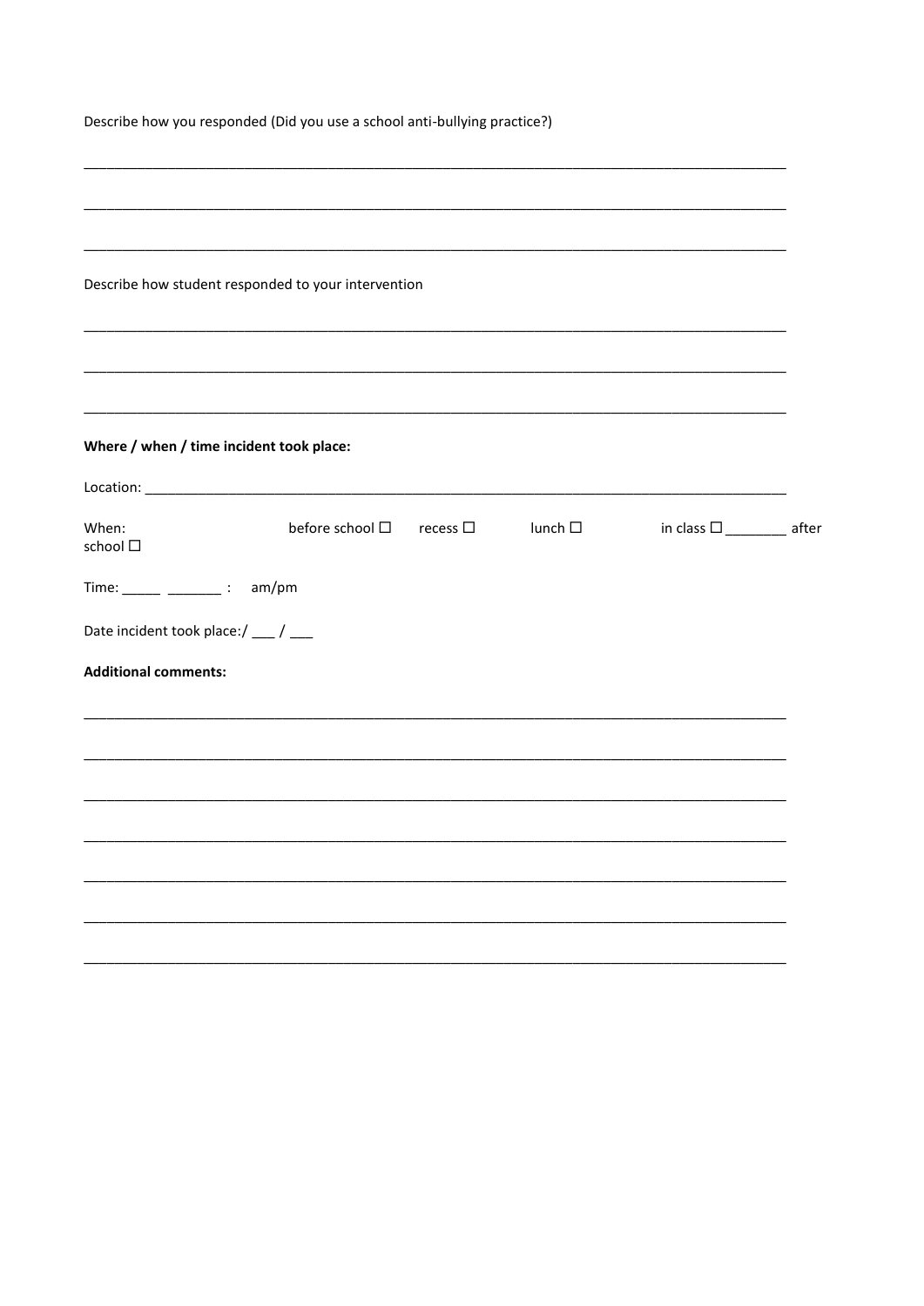Describe how you responded (Did you use a school anti-bullying practice?)

___________________________________________________________________________________________

___________________________________________________________________________________________

___________________________________________________________________________________________

Describe how student responded to your intervention

___________________________________________________________________________________________

___________________________________________________________________________________________

___________________________________________________________________________________________

**Where / when / time incident took place:**

Location: ___________________________________________________________________________

When: before school ☐ recess ☐ lunch ☐ in class ☐ ________ after school ☐

Time: _____ _______ : am/pm

Date incident took place:/ ___ / ___

**Additional comments:**

___________________________________________________________________________________________

___________________________________________________________________________________________

___________________________________________________________________________________________

___________________________________________________________________________________________

___________________________________________________________________________________________

___________________________________________________________________________________________

___________________________________________________________________________________________